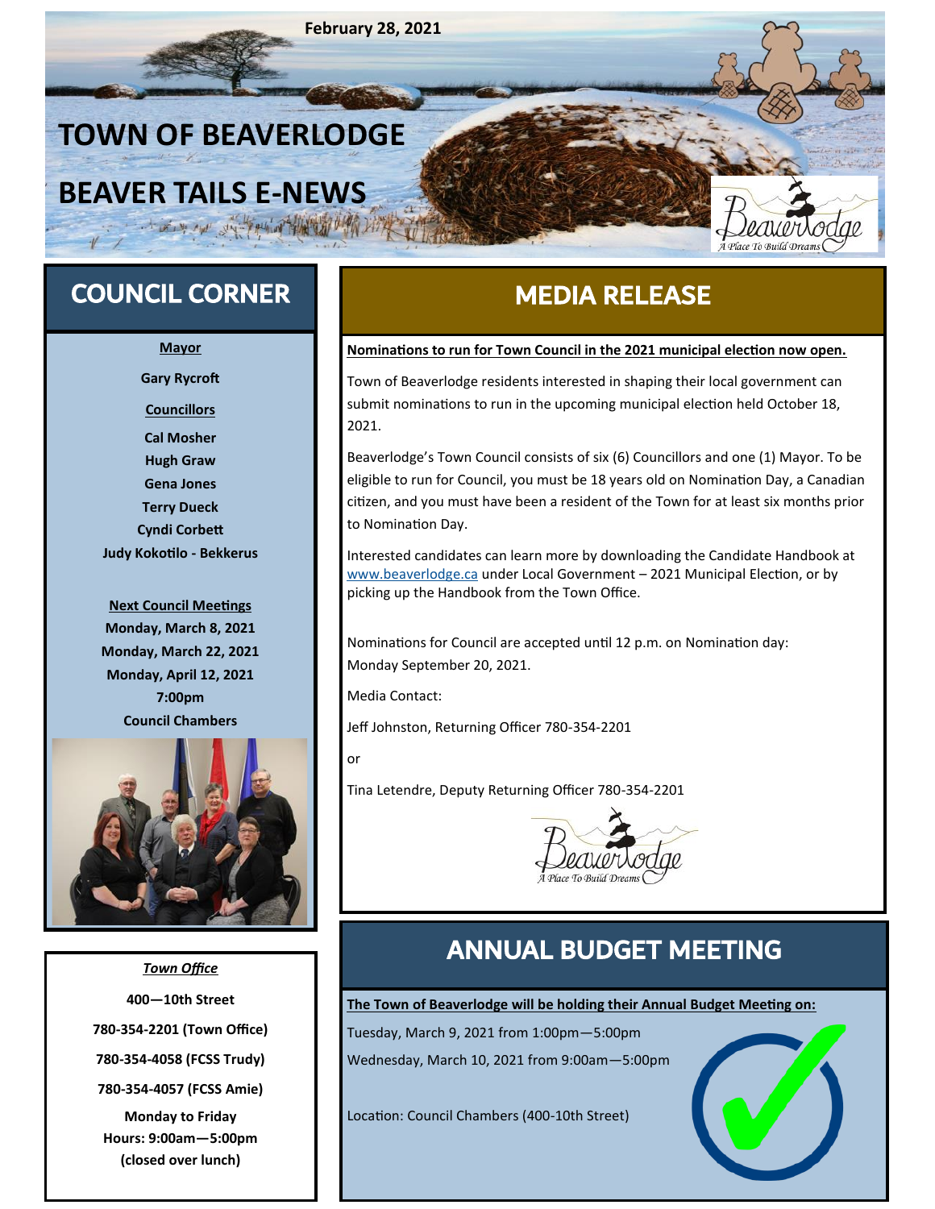February 28, 2021

# TOWN OF BEAVERLODGE

# BEAVER TAILS E-NEWS

## COUNCIL CORNER

**Mayor**

**Gary Rycroft**

**Councillors**

**Cal Mosher**
**Hugh Graw**
**Gena Jones**
**Terry Dueck**
**Cyndi Corbett**
**Judy Kokotilo - Bekkerus**

**Next Council Meetings**
**Monday, March 8, 2021**
**Monday, March 22, 2021**
**Monday, April 12, 2021**
**7:00pm**
**Council Chambers**

***Town Office***

**400—10th Street**

**780-354-2201 (Town Office)**

**780-354-4058 (FCSS Trudy)**

**780-354-4057 (FCSS Amie)**

**Monday to Friday**
**Hours: 9:00am—5:00pm**
**(closed over lunch)**

## MEDIA RELEASE

**Nominations to run for Town Council in the 2021 municipal election now open.**

Town of Beaverlodge residents interested in shaping their local government can submit nominations to run in the upcoming municipal election held October 18, 2021.

Beaverlodge's Town Council consists of six (6) Councillors and one (1) Mayor. To be eligible to run for Council, you must be 18 years old on Nomination Day, a Canadian citizen, and you must have been a resident of the Town for at least six months prior to Nomination Day.

Interested candidates can learn more by downloading the Candidate Handbook at www.beaverlodge.ca under Local Government – 2021 Municipal Election, or by picking up the Handbook from the Town Office.

Nominations for Council are accepted until 12 p.m. on Nomination day: Monday September 20, 2021.

Media Contact:

Jeff Johnston, Returning Officer 780-354-2201

or

Tina Letendre, Deputy Returning Officer 780-354-2201

## ANNUAL BUDGET MEETING

**The Town of Beaverlodge will be holding their Annual Budget Meeting on:**

Tuesday, March 9, 2021 from 1:00pm—5:00pm

Wednesday, March 10, 2021 from 9:00am—5:00pm

Location: Council Chambers (400-10th Street)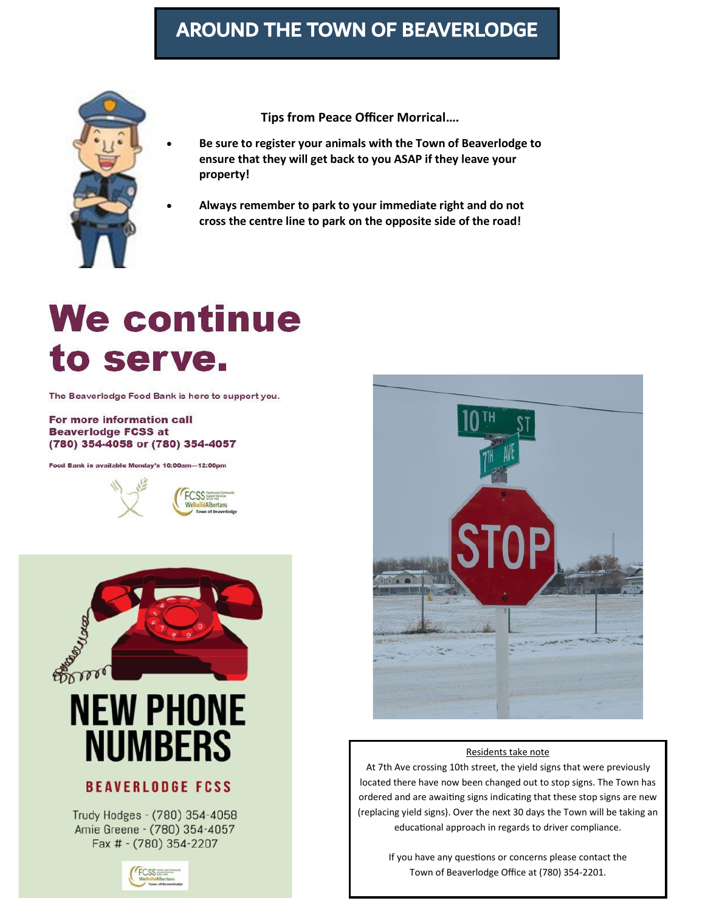# AROUND THE TOWN OF BEAVERLODGE

**Tips from Peace Officer Morrical….**

- **Be sure to register your animals with the Town of Beaverlodge to ensure that they will get back to you ASAP if they leave your property!**
- **Always remember to park to your immediate right and do not cross the centre line to park on the opposite side of the road!**

## We continue to serve.

The Beaverlodge Food Bank is here to support you.

**For more information call Beaverlodge FCSS at (780) 354-4058 or (780) 354-4057**

**Food Bank is available Monday's 10:00am—12:00pm**

## NEW PHONE NUMBERS

**BEAVERLODGE FCSS**

Trudy Hodges - (780) 354-4058
Amie Greene - (780) 354-4057
Fax # - (780) 354-2207

<u>Residents take note</u>

At 7th Ave crossing 10th street, the yield signs that were previously located there have now been changed out to stop signs. The Town has ordered and are awaiting signs indicating that these stop signs are new (replacing yield signs). Over the next 30 days the Town will be taking an educational approach in regards to driver compliance.

If you have any questions or concerns please contact the Town of Beaverlodge Office at (780) 354-2201.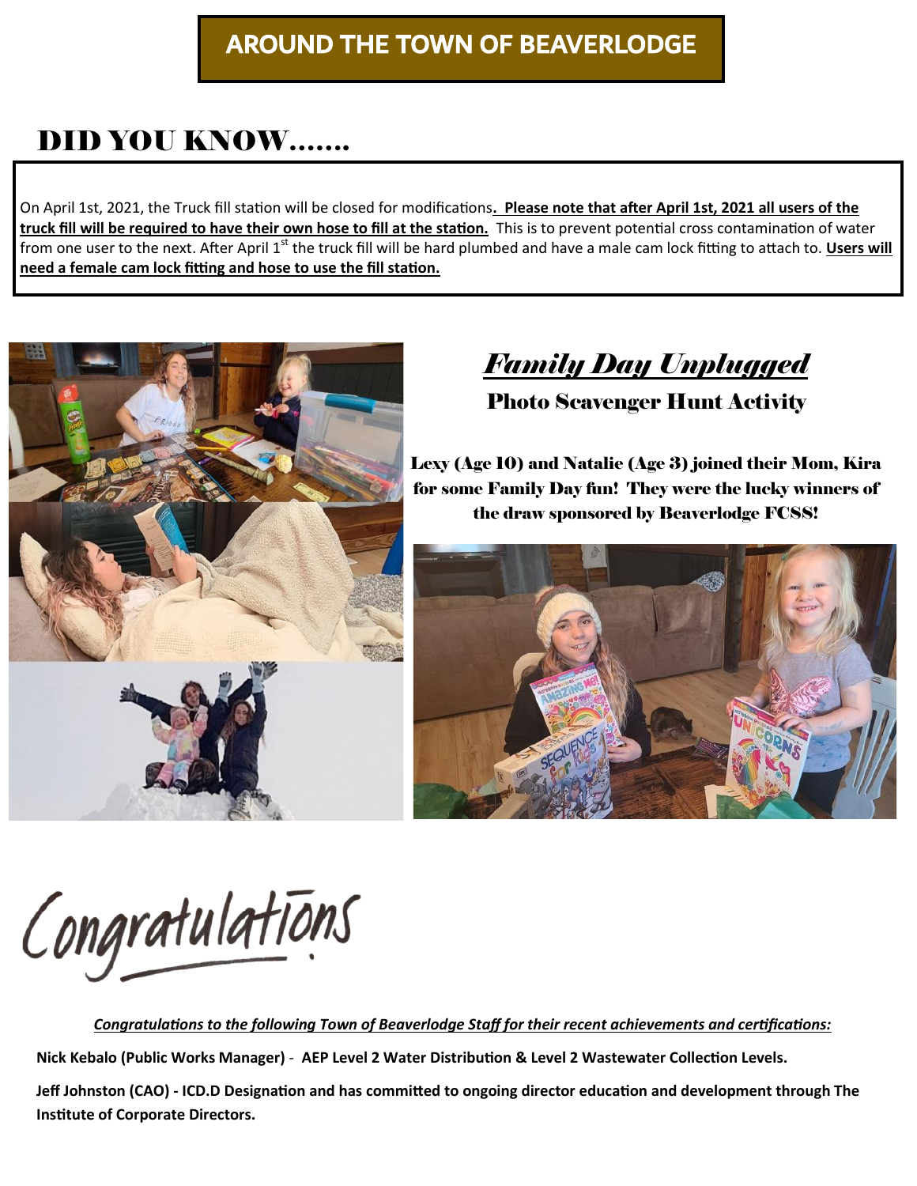# AROUND THE TOWN OF BEAVERLODGE

## DID YOU KNOW…….

On April 1st, 2021, the Truck fill station will be closed for modifications**. Please note that after April 1st, 2021 all users of the truck fill will be required to have their own hose to fill at the station.** This is to prevent potential cross contamination of water from one user to the next. After April 1st the truck fill will be hard plumbed and have a male cam lock fitting to attach to. **Users will need a female cam lock fitting and hose to use the fill station.**

## *Family Day Unplugged*

### Photo Scavenger Hunt Activity

**Lexy (Age 10) and Natalie (Age 3) joined their Mom, Kira for some Family Day fun! They were the lucky winners of the draw sponsored by Beaverlodge FCSS!**

## Congratulations

***Congratulations to the following Town of Beaverlodge Staff for their recent achievements and certifications:***

**Nick Kebalo (Public Works Manager) - AEP Level 2 Water Distribution & Level 2 Wastewater Collection Levels.**

**Jeff Johnston (CAO) - ICD.D Designation and has committed to ongoing director education and development through The Institute of Corporate Directors.**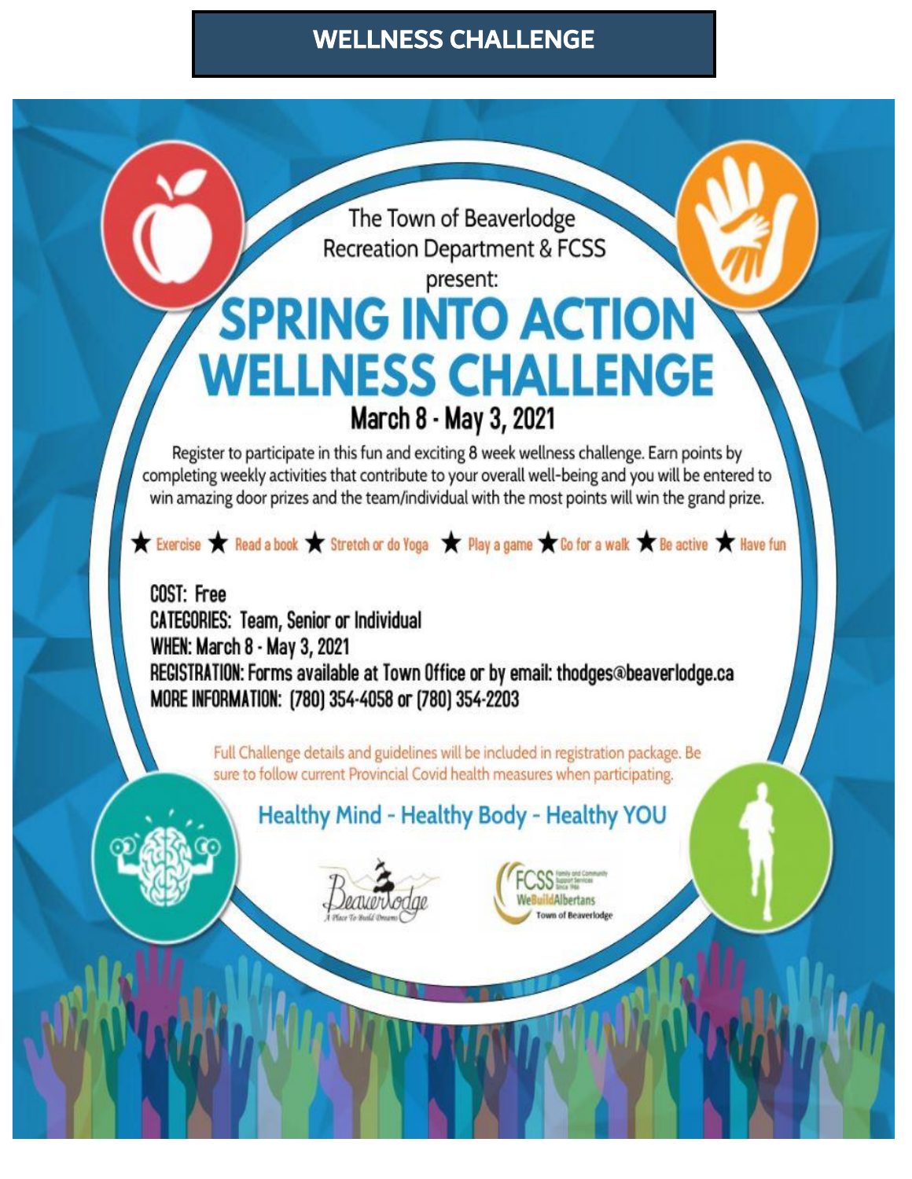# WELLNESS CHALLENGE

The Town of Beaverlodge
Recreation Department & FCSS
present:

## SPRING INTO ACTION WELLNESS CHALLENGE

**March 8 - May 3, 2021**

Register to participate in this fun and exciting 8 week wellness challenge. Earn points by completing weekly activities that contribute to your overall well-being and you will be entered to win amazing door prizes and the team/individual with the most points will win the grand prize.

★ Exercise ★ Read a book ★ Stretch or do Yoga ★ Play a game ★ Go for a walk ★ Be active ★ Have fun

**COST:** Free
**CATEGORIES:** Team, Senior or Individual
**WHEN:** March 8 - May 3, 2021
**REGISTRATION:** Forms available at Town Office or by email: thodges@beaverlodge.ca
**MORE INFORMATION:** (780) 354-4058 or (780) 354-2203

Full Challenge details and guidelines will be included in registration package. Be sure to follow current Provincial Covid health measures when participating.

**Healthy Mind - Healthy Body - Healthy YOU**

Beaverlodge
A Place To Build Dreams

FCSS Family and Community Support Services Since 1966
WeBuildAlbertans
Town of Beaverlodge